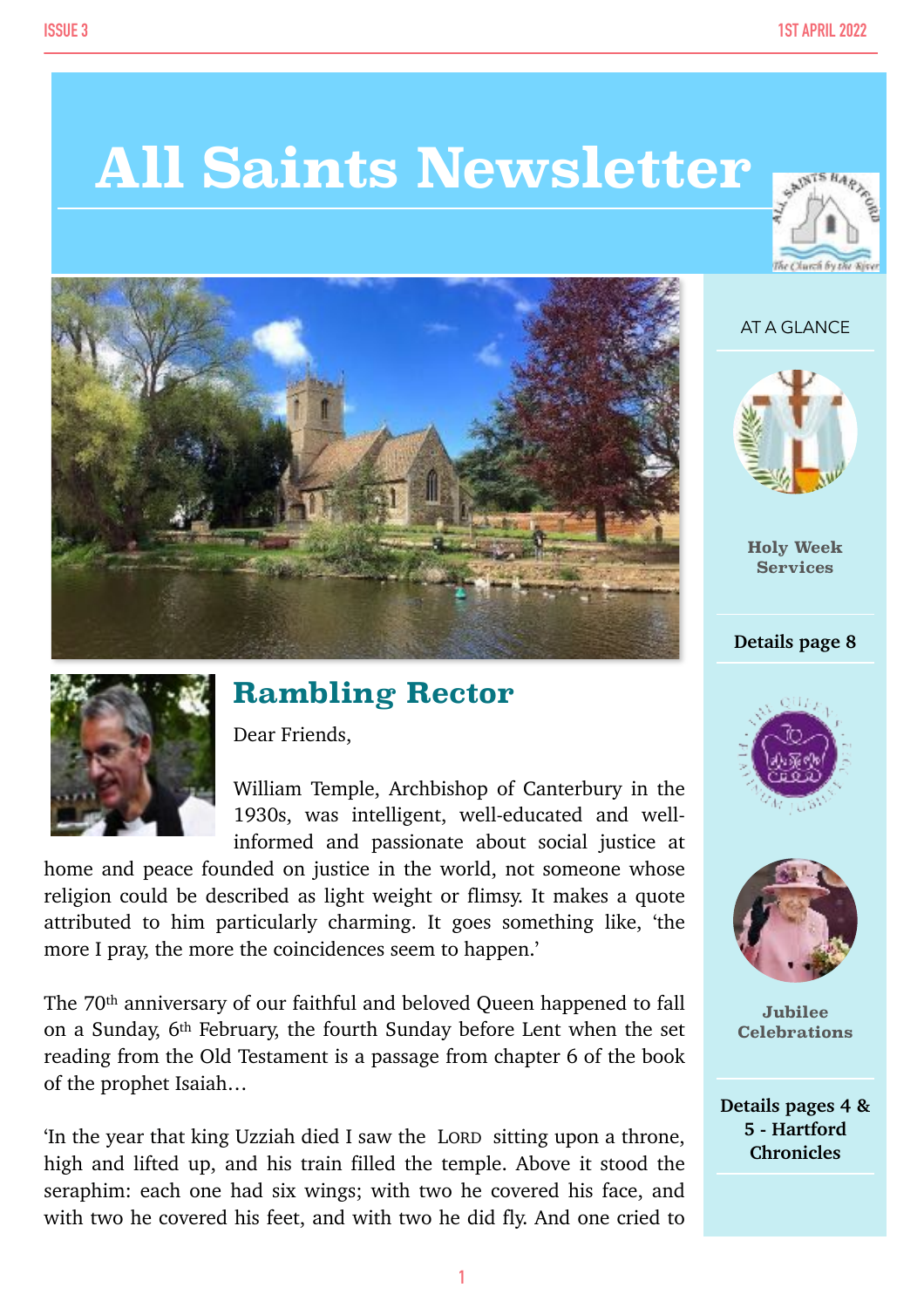# All Saints Newsletter

## Rambling Rector

Dear Friends,

William Temple, Archbishop of Canterbury in the 1930s, was intelligent, well-educated and well-informed and passionate about social justice at home and peace founded on justice in the world, not someone whose religion could be described as light weight or flimsy. It makes a quote attributed to him particularly charming. It goes something like, 'the more I pray, the more the coincidences seem to happen.'

The 70th anniversary of our faithful and beloved Queen happened to fall on a Sunday, 6th February, the fourth Sunday before Lent when the set reading from the Old Testament is a passage from chapter 6 of the book of the prophet Isaiah…

'In the year that king Uzziah died I saw the LORD sitting upon a throne, high and lifted up, and his train filled the temple. Above it stood the seraphim: each one had six wings; with two he covered his face, and with two he covered his feet, and with two he did fly. And one cried to

---

AT A GLANCE

**Holy Week Services**

**Details page 8**

**Jubilee Celebrations**

**Details pages 4 & 5 - Hartford Chronicles**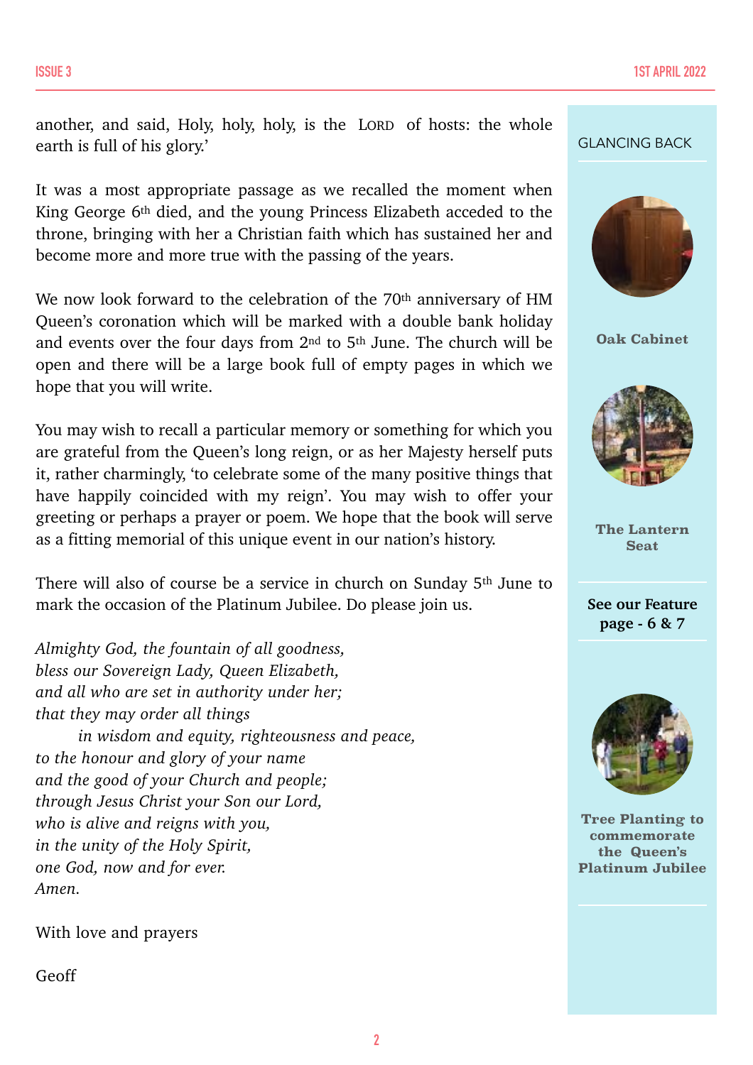another, and said, Holy, holy, holy, is the LORD of hosts: the whole earth is full of his glory.'

It was a most appropriate passage as we recalled the moment when King George 6th died, and the young Princess Elizabeth acceded to the throne, bringing with her a Christian faith which has sustained her and become more and more true with the passing of the years.

We now look forward to the celebration of the 70th anniversary of HM Queen's coronation which will be marked with a double bank holiday and events over the four days from 2nd to 5th June. The church will be open and there will be a large book full of empty pages in which we hope that you will write.

You may wish to recall a particular memory or something for which you are grateful from the Queen's long reign, or as her Majesty herself puts it, rather charmingly, 'to celebrate some of the many positive things that have happily coincided with my reign'. You may wish to offer your greeting or perhaps a prayer or poem. We hope that the book will serve as a fitting memorial of this unique event in our nation's history.

There will also of course be a service in church on Sunday 5th June to mark the occasion of the Platinum Jubilee. Do please join us.

*Almighty God, the fountain of all goodness,*
*bless our Sovereign Lady, Queen Elizabeth,*
*and all who are set in authority under her;*
*that they may order all things*
*in wisdom and equity, righteousness and peace,*
*to the honour and glory of your name*
*and the good of your Church and people;*
*through Jesus Christ your Son our Lord,*
*who is alive and reigns with you,*
*in the unity of the Holy Spirit,*
*one God, now and for ever.*
*Amen.*

With love and prayers

Geoff

GLANCING BACK

**Oak Cabinet**

**The Lantern Seat**

**See our Feature page - 6 & 7**

**Tree Planting to commemorate the Queen's Platinum Jubilee**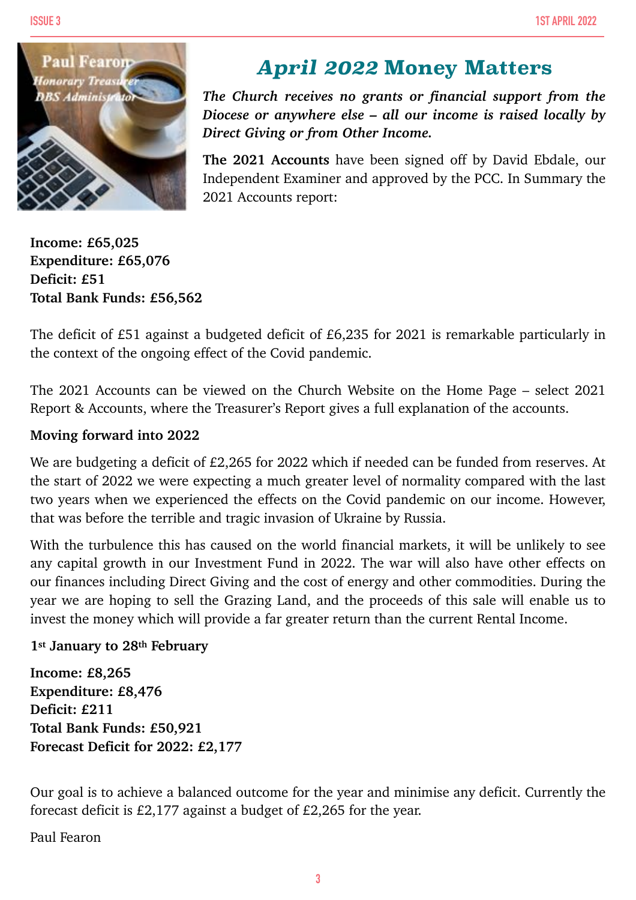Paul Fearon
*Honorary Treasurer*
*DBS Administrator*

# *April 2022* Money Matters

***The Church receives no grants or financial support from the Diocese or anywhere else – all our income is raised locally by Direct Giving or from Other Income.***

**The 2021 Accounts** have been signed off by David Ebdale, our Independent Examiner and approved by the PCC. In Summary the 2021 Accounts report:

**Income: £65,025**
**Expenditure: £65,076**
**Deficit: £51**
**Total Bank Funds: £56,562**

The deficit of £51 against a budgeted deficit of £6,235 for 2021 is remarkable particularly in the context of the ongoing effect of the Covid pandemic.

The 2021 Accounts can be viewed on the Church Website on the Home Page – select 2021 Report & Accounts, where the Treasurer's Report gives a full explanation of the accounts.

**Moving forward into 2022**

We are budgeting a deficit of £2,265 for 2022 which if needed can be funded from reserves. At the start of 2022 we were expecting a much greater level of normality compared with the last two years when we experienced the effects on the Covid pandemic on our income. However, that was before the terrible and tragic invasion of Ukraine by Russia.

With the turbulence this has caused on the world financial markets, it will be unlikely to see any capital growth in our Investment Fund in 2022. The war will also have other effects on our finances including Direct Giving and the cost of energy and other commodities. During the year we are hoping to sell the Grazing Land, and the proceeds of this sale will enable us to invest the money which will provide a far greater return than the current Rental Income.

**1st January to 28th February**

**Income: £8,265**
**Expenditure: £8,476**
**Deficit: £211**
**Total Bank Funds: £50,921**
**Forecast Deficit for 2022: £2,177**

Our goal is to achieve a balanced outcome for the year and minimise any deficit. Currently the forecast deficit is £2,177 against a budget of £2,265 for the year.

Paul Fearon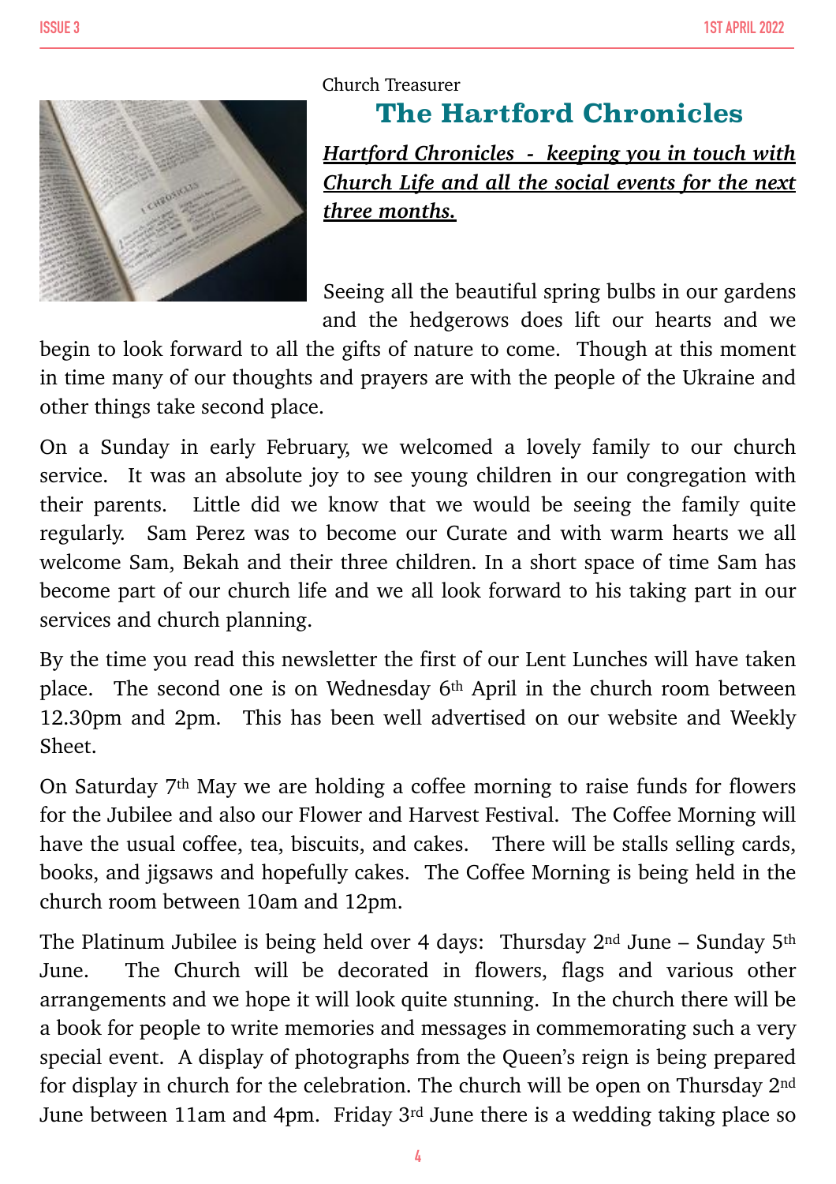Church Treasurer

## The Hartford Chronicles

***Hartford Chronicles - keeping you in touch with Church Life and all the social events for the next three months.***

Seeing all the beautiful spring bulbs in our gardens and the hedgerows does lift our hearts and we begin to look forward to all the gifts of nature to come. Though at this moment in time many of our thoughts and prayers are with the people of the Ukraine and other things take second place.

On a Sunday in early February, we welcomed a lovely family to our church service. It was an absolute joy to see young children in our congregation with their parents. Little did we know that we would be seeing the family quite regularly. Sam Perez was to become our Curate and with warm hearts we all welcome Sam, Bekah and their three children. In a short space of time Sam has become part of our church life and we all look forward to his taking part in our services and church planning.

By the time you read this newsletter the first of our Lent Lunches will have taken place. The second one is on Wednesday 6th April in the church room between 12.30pm and 2pm. This has been well advertised on our website and Weekly Sheet.

On Saturday 7th May we are holding a coffee morning to raise funds for flowers for the Jubilee and also our Flower and Harvest Festival. The Coffee Morning will have the usual coffee, tea, biscuits, and cakes. There will be stalls selling cards, books, and jigsaws and hopefully cakes. The Coffee Morning is being held in the church room between 10am and 12pm.

The Platinum Jubilee is being held over 4 days: Thursday 2nd June – Sunday 5th June. The Church will be decorated in flowers, flags and various other arrangements and we hope it will look quite stunning. In the church there will be a book for people to write memories and messages in commemorating such a very special event. A display of photographs from the Queen's reign is being prepared for display in church for the celebration. The church will be open on Thursday 2nd June between 11am and 4pm. Friday 3rd June there is a wedding taking place so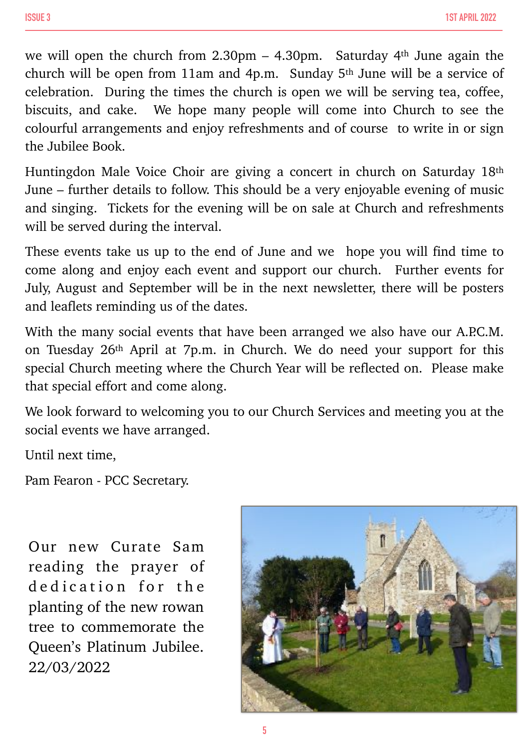we will open the church from 2.30pm – 4.30pm. Saturday 4th June again the church will be open from 11am and 4p.m. Sunday 5th June will be a service of celebration. During the times the church is open we will be serving tea, coffee, biscuits, and cake. We hope many people will come into Church to see the colourful arrangements and enjoy refreshments and of course to write in or sign the Jubilee Book.

Huntingdon Male Voice Choir are giving a concert in church on Saturday 18th June – further details to follow. This should be a very enjoyable evening of music and singing. Tickets for the evening will be on sale at Church and refreshments will be served during the interval.

These events take us up to the end of June and we hope you will find time to come along and enjoy each event and support our church. Further events for July, August and September will be in the next newsletter, there will be posters and leaflets reminding us of the dates.

With the many social events that have been arranged we also have our A.P.C.M. on Tuesday 26th April at 7p.m. in Church. We do need your support for this special Church meeting where the Church Year will be reflected on. Please make that special effort and come along.

We look forward to welcoming you to our Church Services and meeting you at the social events we have arranged.

Until next time,

Pam Fearon - PCC Secretary.

Our new Curate Sam reading the prayer of dedication for the planting of the new rowan tree to commemorate the Queen's Platinum Jubilee. 22/03/2022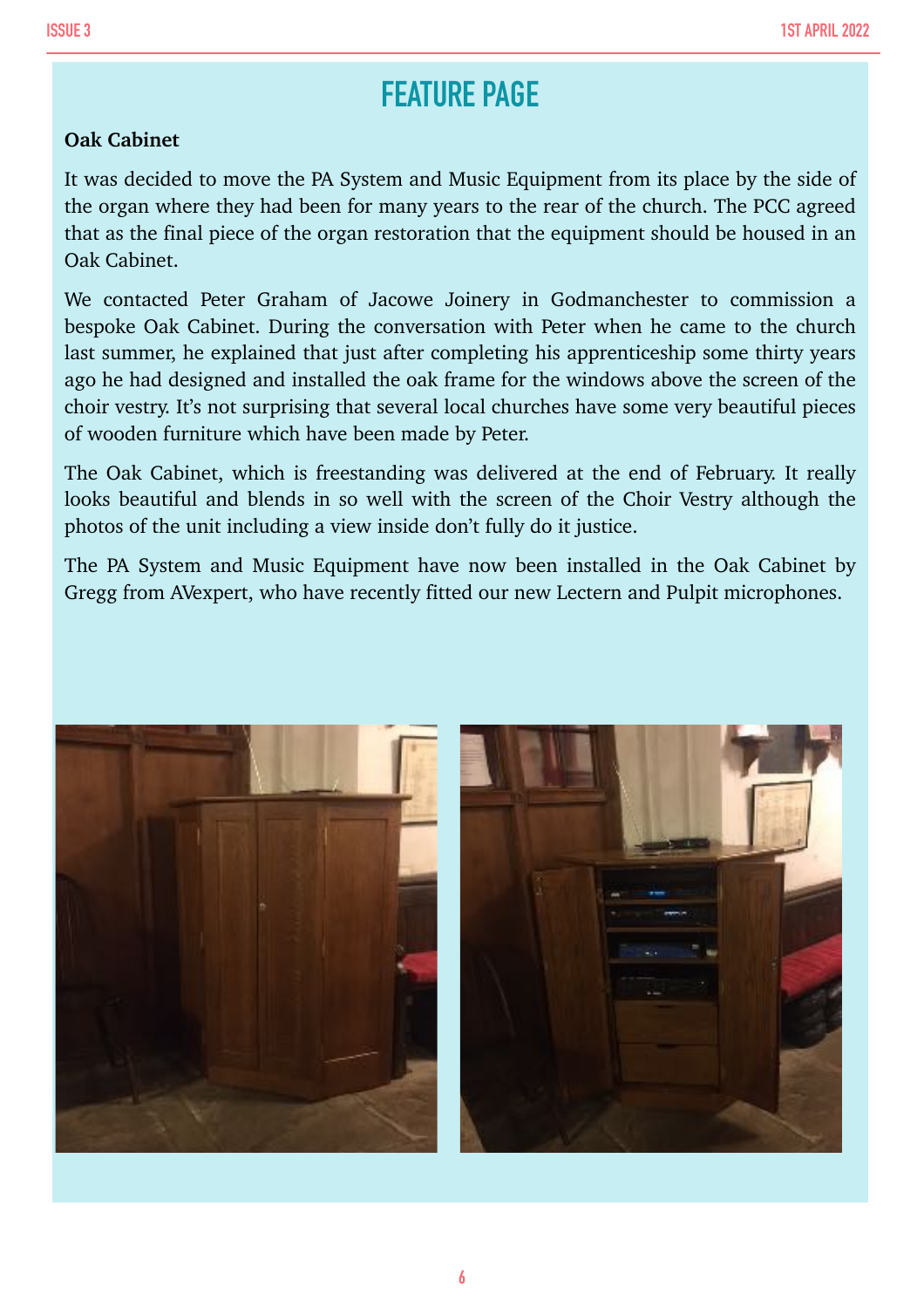# FEATURE PAGE

**Oak Cabinet**

It was decided to move the PA System and Music Equipment from its place by the side of the organ where they had been for many years to the rear of the church. The PCC agreed that as the final piece of the organ restoration that the equipment should be housed in an Oak Cabinet.

We contacted Peter Graham of Jacowe Joinery in Godmanchester to commission a bespoke Oak Cabinet. During the conversation with Peter when he came to the church last summer, he explained that just after completing his apprenticeship some thirty years ago he had designed and installed the oak frame for the windows above the screen of the choir vestry. It's not surprising that several local churches have some very beautiful pieces of wooden furniture which have been made by Peter.

The Oak Cabinet, which is freestanding was delivered at the end of February. It really looks beautiful and blends in so well with the screen of the Choir Vestry although the photos of the unit including a view inside don't fully do it justice.

The PA System and Music Equipment have now been installed in the Oak Cabinet by Gregg from AVexpert, who have recently fitted our new Lectern and Pulpit microphones.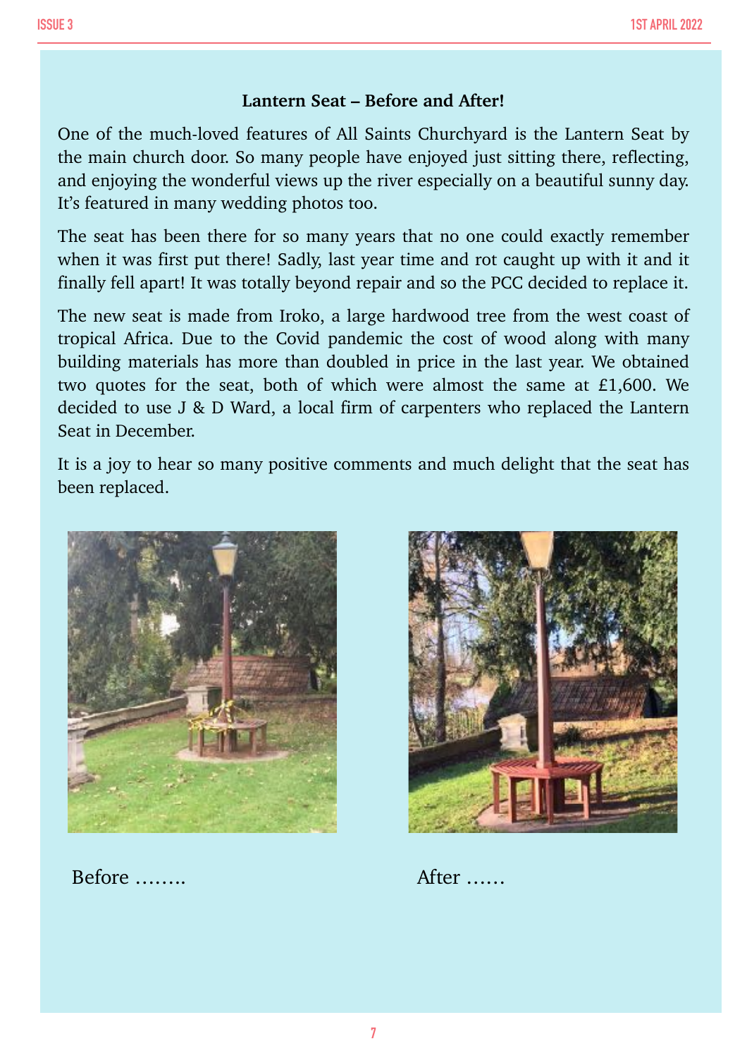**Lantern Seat – Before and After!**

One of the much-loved features of All Saints Churchyard is the Lantern Seat by the main church door. So many people have enjoyed just sitting there, reflecting, and enjoying the wonderful views up the river especially on a beautiful sunny day. It's featured in many wedding photos too.

The seat has been there for so many years that no one could exactly remember when it was first put there! Sadly, last year time and rot caught up with it and it finally fell apart! It was totally beyond repair and so the PCC decided to replace it.

The new seat is made from Iroko, a large hardwood tree from the west coast of tropical Africa. Due to the Covid pandemic the cost of wood along with many building materials has more than doubled in price in the last year. We obtained two quotes for the seat, both of which were almost the same at £1,600. We decided to use J & D Ward, a local firm of carpenters who replaced the Lantern Seat in December.

It is a joy to hear so many positive comments and much delight that the seat has been replaced.

Before ……..

After ……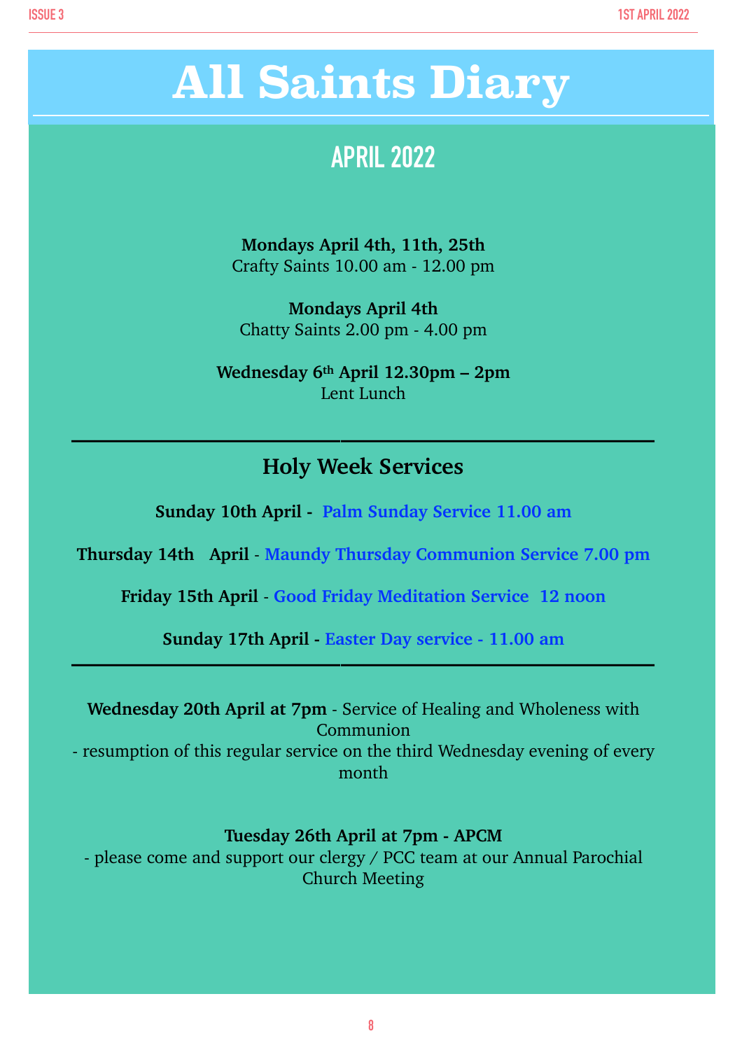# All Saints Diary

## APRIL 2022

**Mondays April 4th, 11th, 25th**
Crafty Saints 10.00 am - 12.00 pm

**Mondays April 4th**
Chatty Saints 2.00 pm - 4.00 pm

**Wednesday 6th April 12.30pm – 2pm**
Lent Lunch

---

### Holy Week Services

**Sunday 10th April - Palm Sunday Service 11.00 am**

**Thursday 14th April** - **Maundy Thursday Communion Service 7.00 pm**

**Friday 15th April** - **Good Friday Meditation Service 12 noon**

**Sunday 17th April - Easter Day service - 11.00 am**

---

**Wednesday 20th April at 7pm** - Service of Healing and Wholeness with Communion
- resumption of this regular service on the third Wednesday evening of every month

**Tuesday 26th April at 7pm - APCM**
- please come and support our clergy / PCC team at our Annual Parochial Church Meeting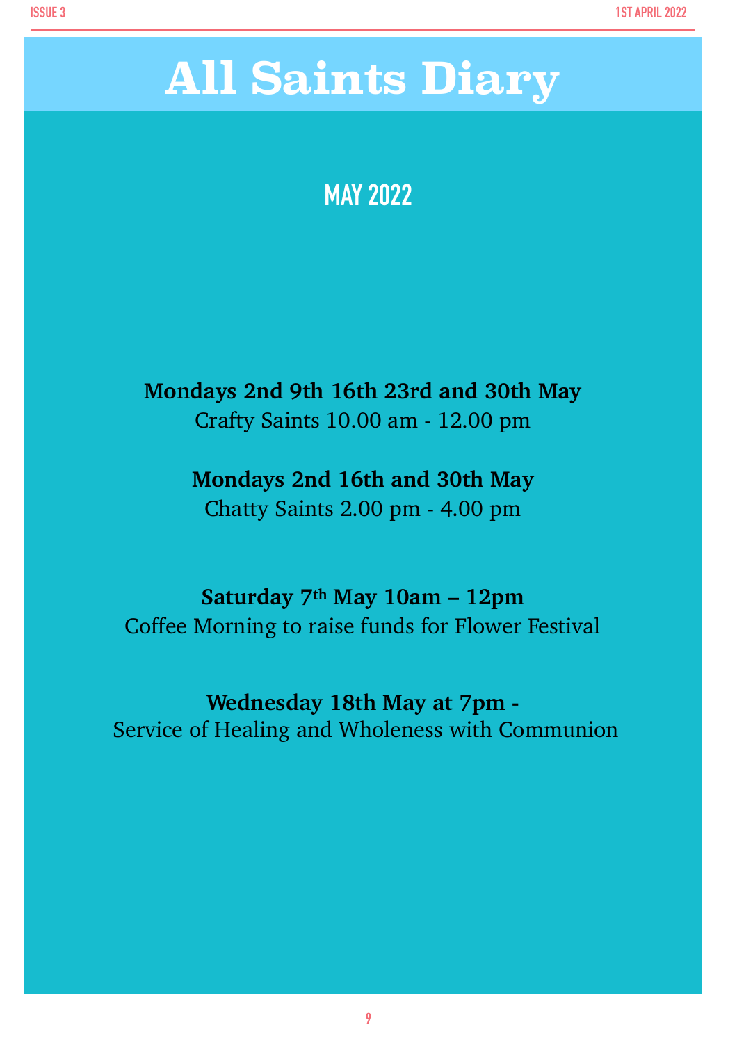# All Saints Diary

## MAY 2022

**Mondays 2nd 9th 16th 23rd and 30th May**
Crafty Saints 10.00 am - 12.00 pm

**Mondays 2nd 16th and 30th May**
Chatty Saints 2.00 pm - 4.00 pm

**Saturday 7th May 10am – 12pm**
Coffee Morning to raise funds for Flower Festival

**Wednesday 18th May at 7pm -**
Service of Healing and Wholeness with Communion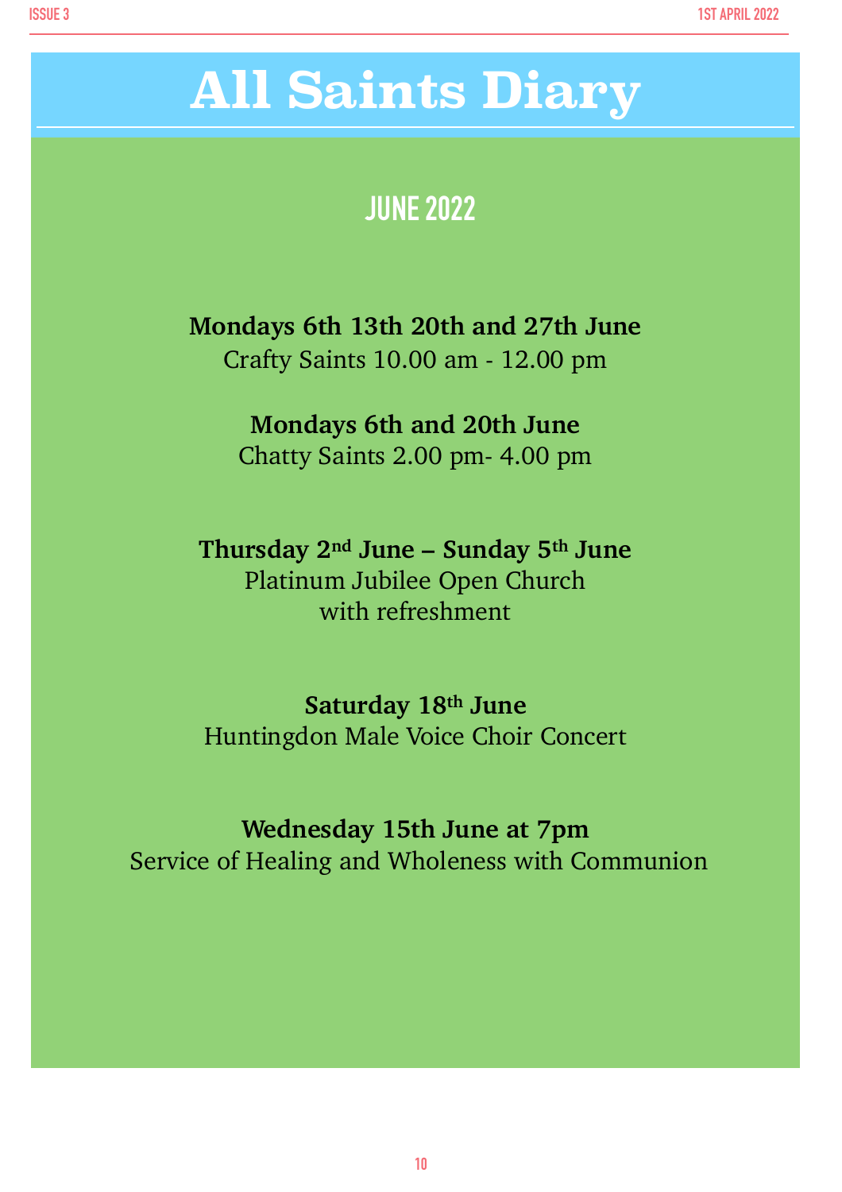# All Saints Diary

## JUNE 2022

**Mondays 6th 13th 20th and 27th June**
Crafty Saints 10.00 am - 12.00 pm

**Mondays 6th and 20th June**
Chatty Saints 2.00 pm- 4.00 pm

**Thursday 2nd June – Sunday 5th June**
Platinum Jubilee Open Church
with refreshment

**Saturday 18th June**
Huntingdon Male Voice Choir Concert

**Wednesday 15th June at 7pm**
Service of Healing and Wholeness with Communion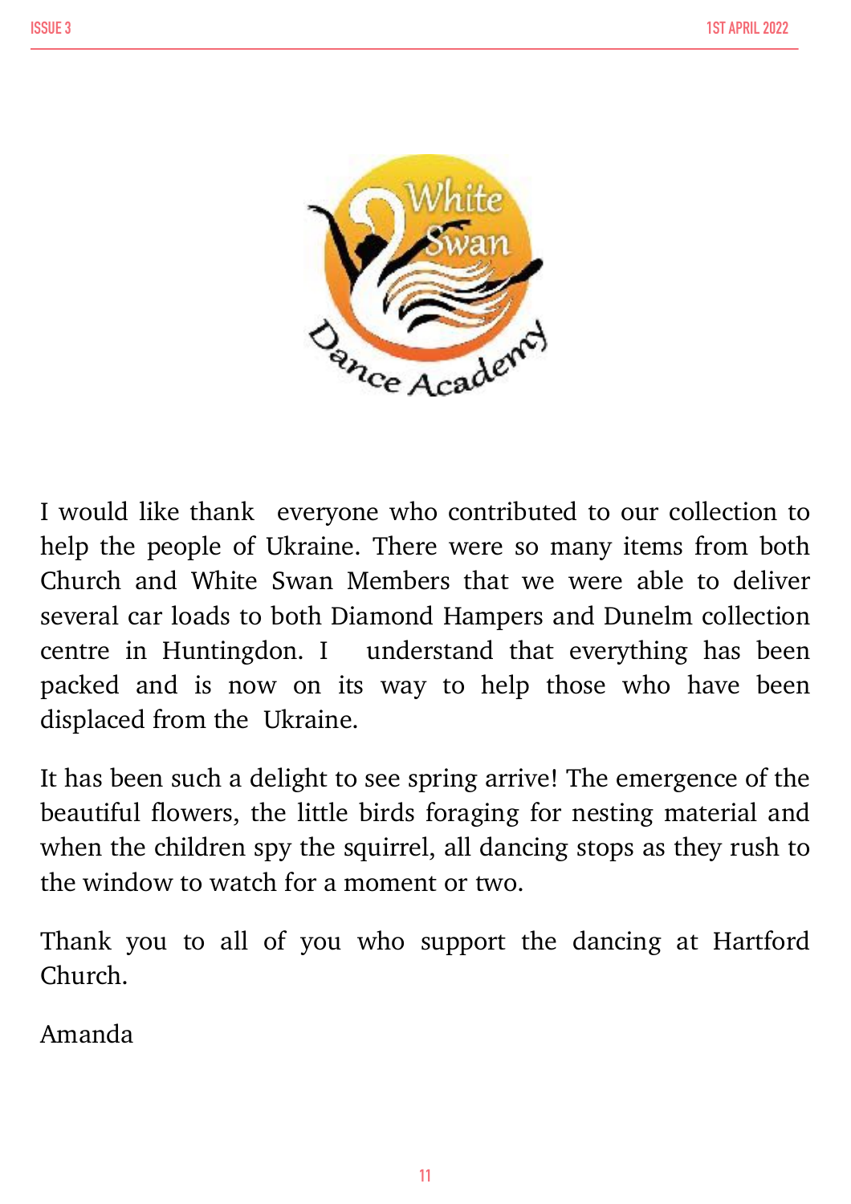White Swan Dance Academy

I would like thank  everyone who contributed to our collection to help the people of Ukraine. There were so many items from both Church and White Swan Members that we were able to deliver several car loads to both Diamond Hampers and Dunelm collection centre in Huntingdon. I  understand that everything has been packed and is now on its way to help those who have been displaced from the  Ukraine.

It has been such a delight to see spring arrive! The emergence of the beautiful flowers, the little birds foraging for nesting material and when the children spy the squirrel, all dancing stops as they rush to the window to watch for a moment or two.

Thank you to all of you who support the dancing at Hartford Church.

Amanda